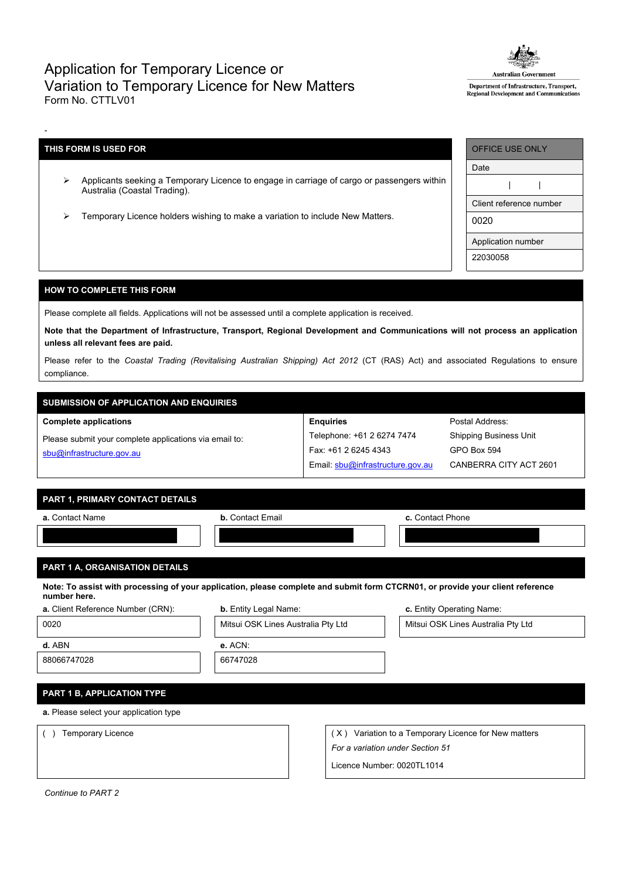# Application for Temporary Licence or Variation to Temporary Licence for New Matters

Form No. CTTLV01

Australian Government
Department of Infrastructure, Transport, Regional Development and Communications

-

| THIS FORM IS USED FOR |
| --- |
| ➢ Applicants seeking a Temporary Licence to engage in carriage of cargo or passengers within Australia (Coastal Trading). |
| ➢ Temporary Licence holders wishing to make a variation to include New Matters. |

| OFFICE USE ONLY |
| --- |
| Date |
| \| \| |
| Client reference number |
| 0020 |
| Application number |
| 22030058 |

## HOW TO COMPLETE THIS FORM

Please complete all fields. Applications will not be assessed until a complete application is received.

**Note that the Department of Infrastructure, Transport, Regional Development and Communications will not process an application unless all relevant fees are paid.**

Please refer to the *Coastal Trading (Revitalising Australian Shipping) Act 2012* (CT (RAS) Act) and associated Regulations to ensure compliance.

## SUBMISSION OF APPLICATION AND ENQUIRIES

| Complete applications | Enquiries | Postal Address: |
| --- | --- | --- |
| Please submit your complete applications via email to: sbu@infrastructure.gov.au | Telephone: +61 2 6274 7474 | Shipping Business Unit |
| | Fax: +61 2 6245 4343 | GPO Box 594 |
| | Email: sbu@infrastructure.gov.au | CANBERRA CITY ACT 2601 |

## PART 1, PRIMARY CONTACT DETAILS

| **a.** Contact Name | **b.** Contact Email | **c.** Contact Phone |
| --- | --- | --- |
| | | |

## PART 1 A, ORGANISATION DETAILS

**Note: To assist with processing of your application, please complete and submit form CTCRN01, or provide your client reference number here.**

| **a.** Client Reference Number (CRN): | **b.** Entity Legal Name: | **c.** Entity Operating Name: |
| --- | --- | --- |
| 0020 | Mitsui OSK Lines Australia Pty Ltd | Mitsui OSK Lines Australia Pty Ltd |
| **d.** ABN | **e.** ACN: | |
| 88066747028 | 66747028 | |

## PART 1 B, APPLICATION TYPE

**a.** Please select your application type

| ( ) Temporary Licence | ( X ) Variation to a Temporary Licence for New matters |
| --- | --- |
| | *For a variation under Section 51* |
| | Licence Number: 0020TL1014 |

*Continue to PART 2*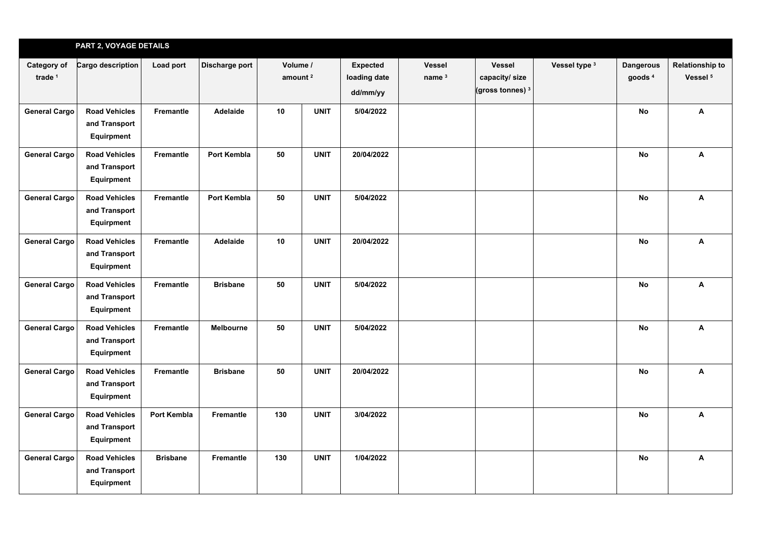## PART 2, VOYAGE DETAILS

| Category of trade [1] | Cargo description | Load port | Discharge port | Volume / amount [2] | | Expected loading date dd/mm/yy | Vessel name [3] | Vessel capacity/ size (gross tonnes) [3] | Vessel type [3] | Dangerous goods [4] | Relationship to Vessel [5] |
|---|---|---|---|---|---|---|---|---|---|---|---|
| General Cargo | Road Vehicles and Transport Equirpment | Fremantle | Adelaide | 10 | UNIT | 5/04/2022 | | | | No | A |
| General Cargo | Road Vehicles and Transport Equirpment | Fremantle | Port Kembla | 50 | UNIT | 20/04/2022 | | | | No | A |
| General Cargo | Road Vehicles and Transport Equirpment | Fremantle | Port Kembla | 50 | UNIT | 5/04/2022 | | | | No | A |
| General Cargo | Road Vehicles and Transport Equirpment | Fremantle | Adelaide | 10 | UNIT | 20/04/2022 | | | | No | A |
| General Cargo | Road Vehicles and Transport Equirpment | Fremantle | Brisbane | 50 | UNIT | 5/04/2022 | | | | No | A |
| General Cargo | Road Vehicles and Transport Equirpment | Fremantle | Melbourne | 50 | UNIT | 5/04/2022 | | | | No | A |
| General Cargo | Road Vehicles and Transport Equirpment | Fremantle | Brisbane | 50 | UNIT | 20/04/2022 | | | | No | A |
| General Cargo | Road Vehicles and Transport Equirpment | Port Kembla | Fremantle | 130 | UNIT | 3/04/2022 | | | | No | A |
| General Cargo | Road Vehicles and Transport Equirpment | Brisbane | Fremantle | 130 | UNIT | 1/04/2022 | | | | No | A |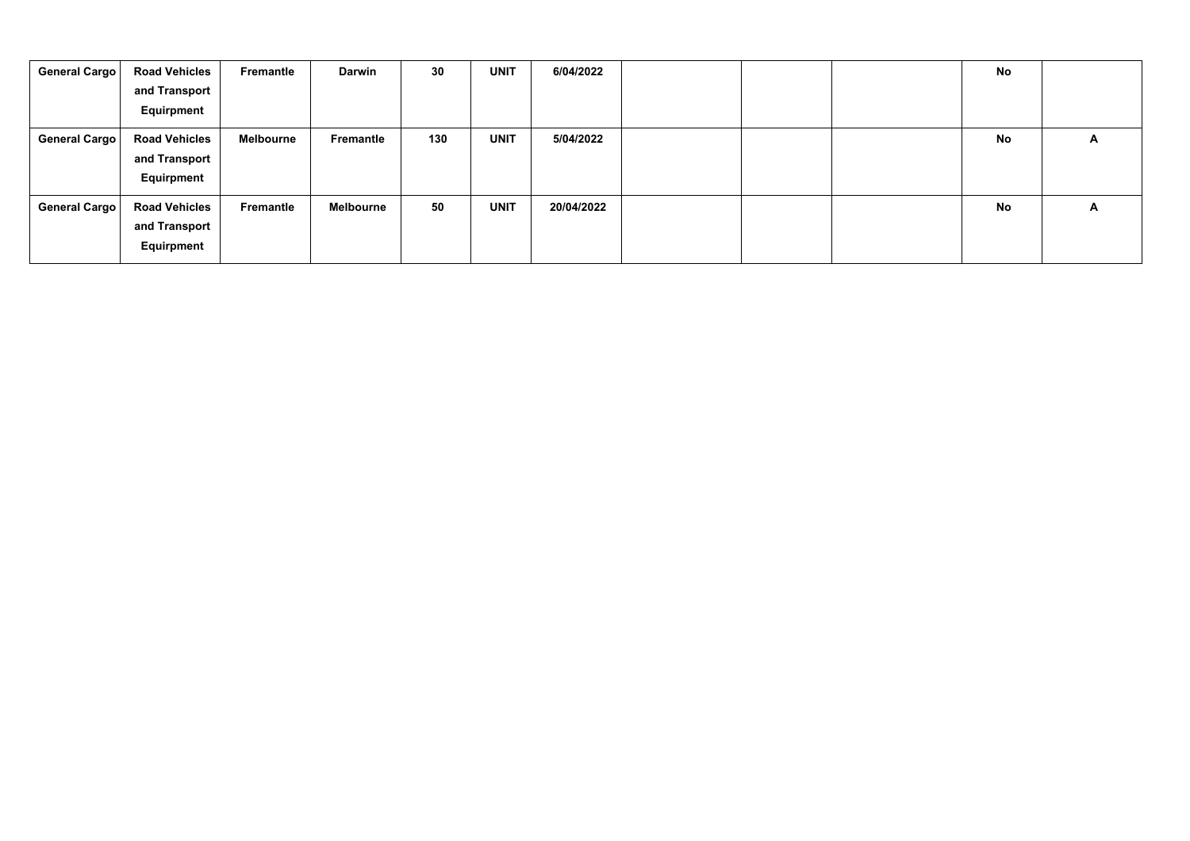| | | | | | | | | | | | |
|---|---|---|---|---|---|---|---|---|---|---|---|
| **General Cargo** | **Road Vehicles and Transport Equirpment** | **Fremantle** | **Darwin** | **30** | **UNIT** | **6/04/2022** | | | | **No** | |
| **General Cargo** | **Road Vehicles and Transport Equirpment** | **Melbourne** | **Fremantle** | **130** | **UNIT** | **5/04/2022** | | | | **No** | **A** |
| **General Cargo** | **Road Vehicles and Transport Equirpment** | **Fremantle** | **Melbourne** | **50** | **UNIT** | **20/04/2022** | | | | **No** | **A** |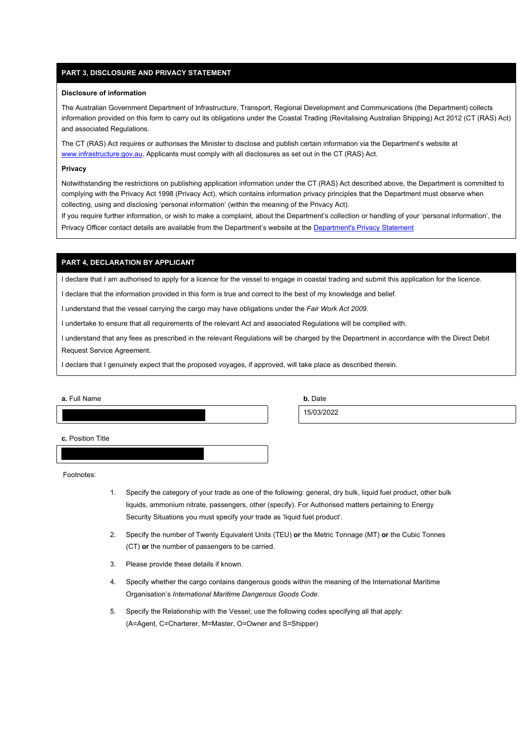## PART 3, DISCLOSURE AND PRIVACY STATEMENT

**Disclosure of information**

The Australian Government Department of Infrastructure, Transport, Regional Development and Communications (the Department) collects information provided on this form to carry out its obligations under the Coastal Trading (Revitalising Australian Shipping) Act 2012 (CT (RAS) Act) and associated Regulations.

The CT (RAS) Act requires or authorises the Minister to disclose and publish certain information via the Department's website at [www.infrastructure.gov.au](http://www.infrastructure.gov.au). Applicants must comply with all disclosures as set out in the CT (RAS) Act.

**Privacy**

Notwithstanding the restrictions on publishing application information under the CT (RAS) Act described above, the Department is committed to complying with the Privacy Act 1998 (Privacy Act), which contains information privacy principles that the Department must observe when collecting, using and disclosing 'personal information' (within the meaning of the Privacy Act).

If you require further information, or wish to make a complaint, about the Department's collection or handling of your 'personal information', the Privacy Officer contact details are available from the Department's website at the Department's Privacy Statement

## PART 4, DECLARATION BY APPLICANT

I declare that I am authorised to apply for a licence for the vessel to engage in coastal trading and submit this application for the licence.

I declare that the information provided in this form is true and correct to the best of my knowledge and belief.

I understand that the vessel carrying the cargo may have obligations under the *Fair Work Act 2009*.

I undertake to ensure that all requirements of the relevant Act and associated Regulations will be complied with.

I understand that any fees as prescribed in the relevant Regulations will be charged by the Department in accordance with the Direct Debit Request Service Agreement.

I declare that I genuinely expect that the proposed voyages, if approved, will take place as described therein.

**a.** Full Name

[REDACTED]

**b.** Date

15/03/2022

**c.** Position Title

[REDACTED]

Footnotes:

1. Specify the category of your trade as one of the following: general, dry bulk, liquid fuel product, other bulk liquids, ammonium nitrate, passengers, other (specify). For Authorised matters pertaining to Energy Security Situations you must specify your trade as 'liquid fuel product'.
2. Specify the number of Twenty Equivalent Units (TEU) **or** the Metric Tonnage (MT) **or** the Cubic Tonnes (CT) **or** the number of passengers to be carried.
3. Please provide these details if known.
4. Specify whether the cargo contains dangerous goods within the meaning of the International Maritime Organisation's *International Maritime Dangerous Goods Code*.
5. Specify the Relationship with the Vessel; use the following codes specifying all that apply: (A=Agent, C=Charterer, M=Master, O=Owner and S=Shipper)